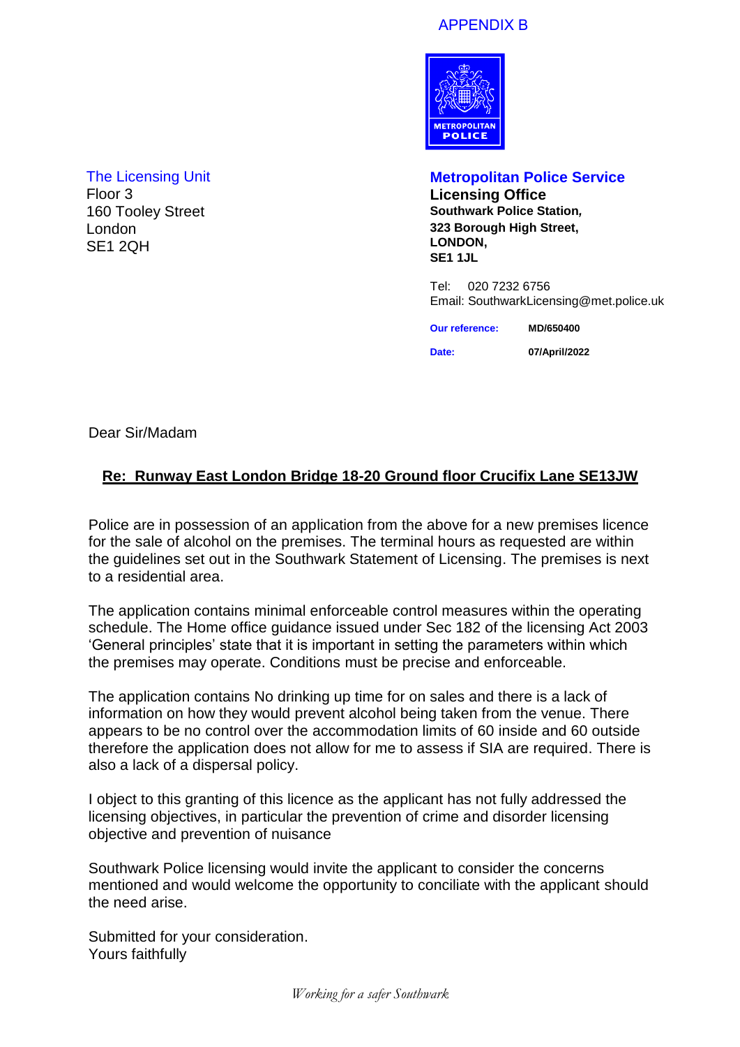APPENDIX B

METROPOLITAN POLICE

The Licensing Unit
Floor 3
160 Tooley Street
London
SE1 2QH

**Metropolitan Police Service**
**Licensing Office**
**Southwark Police Station,**
**323 Borough High Street,**
**LONDON,**
**SE1 1JL**

Tel: 020 7232 6756
Email: SouthwarkLicensing@met.police.uk

| **Our reference:** | **MD/650400** |
|---|---|
| **Date:** | **07/April/2022** |

Dear Sir/Madam

**Re: Runway East London Bridge 18-20 Ground floor Crucifix Lane SE13JW**

Police are in possession of an application from the above for a new premises licence for the sale of alcohol on the premises. The terminal hours as requested are within the guidelines set out in the Southwark Statement of Licensing. The premises is next to a residential area.

The application contains minimal enforceable control measures within the operating schedule. The Home office guidance issued under Sec 182 of the licensing Act 2003 'General principles' state that it is important in setting the parameters within which the premises may operate. Conditions must be precise and enforceable.

The application contains No drinking up time for on sales and there is a lack of information on how they would prevent alcohol being taken from the venue. There appears to be no control over the accommodation limits of 60 inside and 60 outside therefore the application does not allow for me to assess if SIA are required. There is also a lack of a dispersal policy.

I object to this granting of this licence as the applicant has not fully addressed the licensing objectives, in particular the prevention of crime and disorder licensing objective and prevention of nuisance

Southwark Police licensing would invite the applicant to consider the concerns mentioned and would welcome the opportunity to conciliate with the applicant should the need arise.

Submitted for your consideration.
Yours faithfully

*Working for a safer Southwark*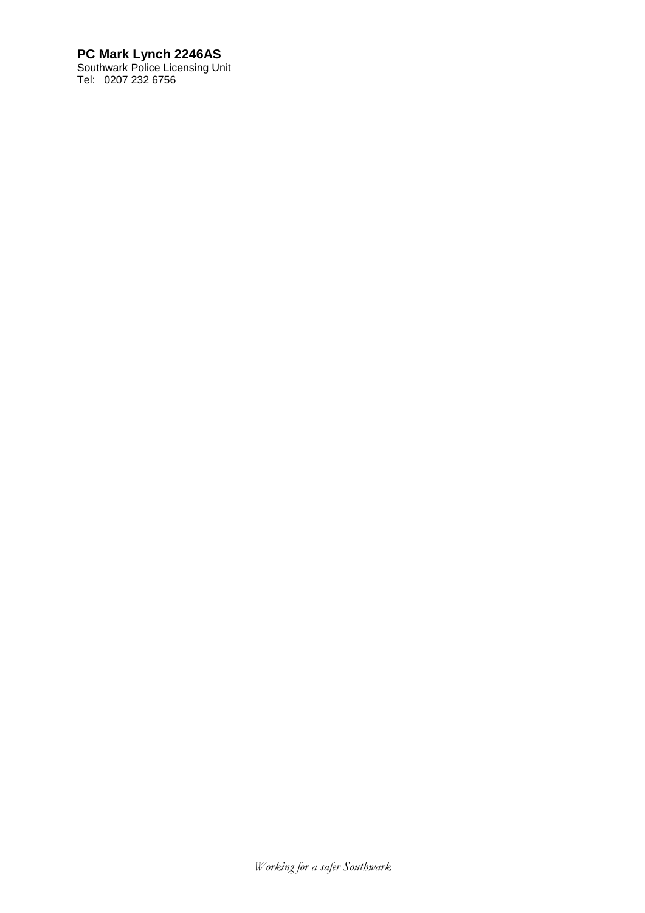**PC Mark Lynch 2246AS**
Southwark Police Licensing Unit
Tel: 0207 232 6756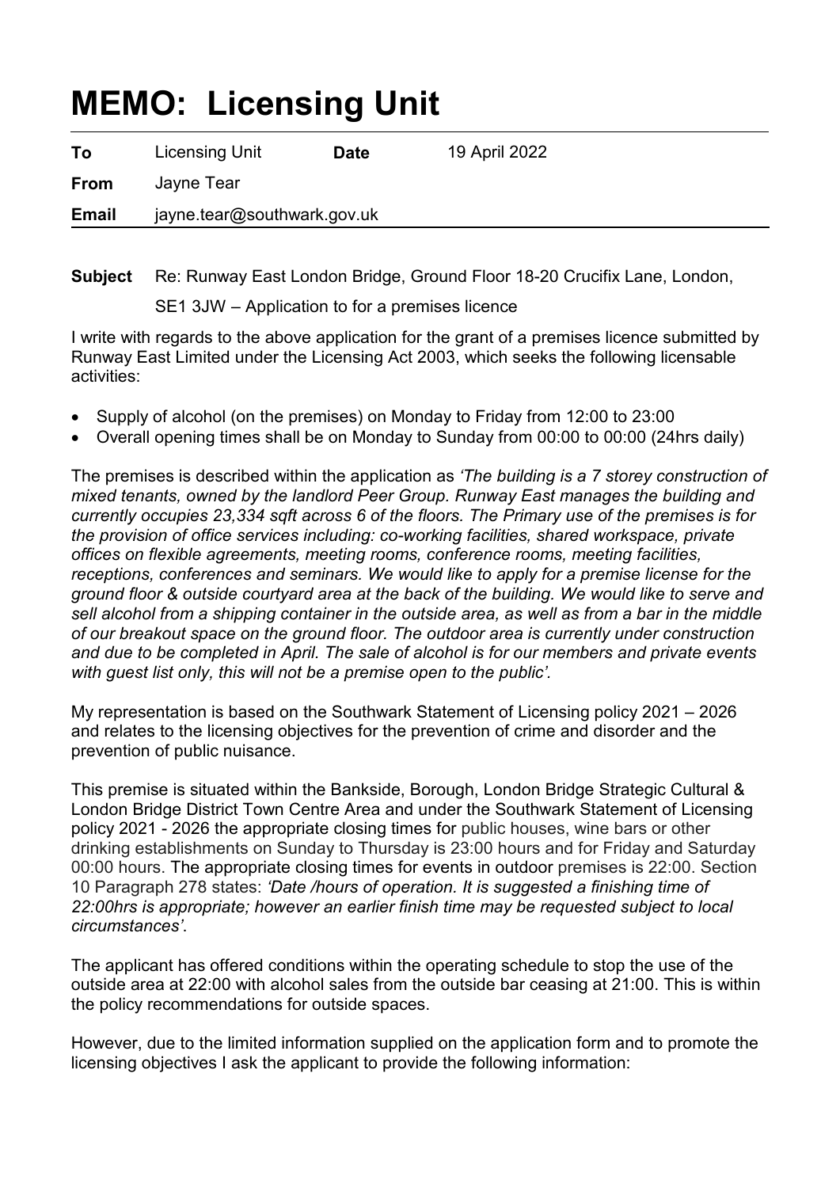# MEMO: Licensing Unit

| | | | |
|---|---|---|---|
| **To** | Licensing Unit | **Date** | 19 April 2022 |
| **From** | Jayne Tear | | |
| **Email** | jayne.tear@southwark.gov.uk | | |

**Subject** Re: Runway East London Bridge, Ground Floor 18-20 Crucifix Lane, London, SE1 3JW – Application to for a premises licence

I write with regards to the above application for the grant of a premises licence submitted by Runway East Limited under the Licensing Act 2003, which seeks the following licensable activities:

- Supply of alcohol (on the premises) on Monday to Friday from 12:00 to 23:00
- Overall opening times shall be on Monday to Sunday from 00:00 to 00:00 (24hrs daily)

The premises is described within the application as *'The building is a 7 storey construction of mixed tenants, owned by the landlord Peer Group. Runway East manages the building and currently occupies 23,334 sqft across 6 of the floors. The Primary use of the premises is for the provision of office services including: co-working facilities, shared workspace, private offices on flexible agreements, meeting rooms, conference rooms, meeting facilities, receptions, conferences and seminars. We would like to apply for a premise license for the ground floor & outside courtyard area at the back of the building. We would like to serve and sell alcohol from a shipping container in the outside area, as well as from a bar in the middle of our breakout space on the ground floor. The outdoor area is currently under construction and due to be completed in April. The sale of alcohol is for our members and private events with guest list only, this will not be a premise open to the public'*.

My representation is based on the Southwark Statement of Licensing policy 2021 – 2026 and relates to the licensing objectives for the prevention of crime and disorder and the prevention of public nuisance.

This premise is situated within the Bankside, Borough, London Bridge Strategic Cultural & London Bridge District Town Centre Area and under the Southwark Statement of Licensing policy 2021 - 2026 the appropriate closing times for public houses, wine bars or other drinking establishments on Sunday to Thursday is 23:00 hours and for Friday and Saturday 00:00 hours. The appropriate closing times for events in outdoor premises is 22:00. Section 10 Paragraph 278 states: *'Date /hours of operation. It is suggested a finishing time of 22:00hrs is appropriate; however an earlier finish time may be requested subject to local circumstances'*.

The applicant has offered conditions within the operating schedule to stop the use of the outside area at 22:00 with alcohol sales from the outside bar ceasing at 21:00. This is within the policy recommendations for outside spaces.

However, due to the limited information supplied on the application form and to promote the licensing objectives I ask the applicant to provide the following information: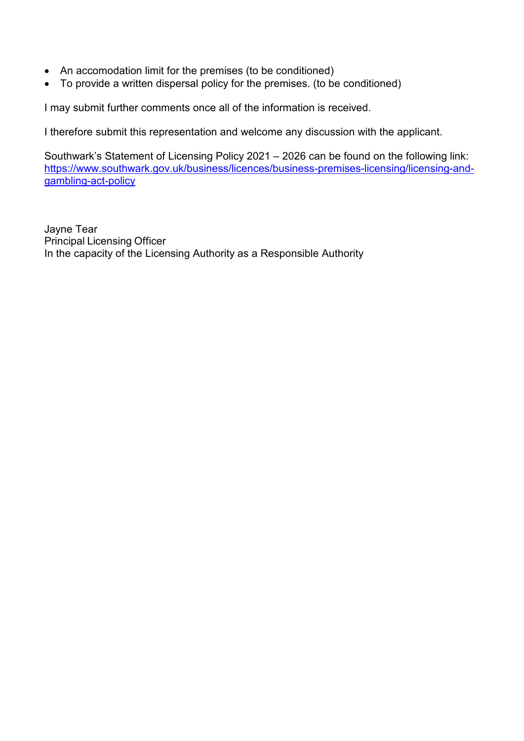- An accomodation limit for the premises (to be conditioned)
- To provide a written dispersal policy for the premises. (to be conditioned)

I may submit further comments once all of the information is received.

I therefore submit this representation and welcome any discussion with the applicant.

Southwark's Statement of Licensing Policy 2021 – 2026 can be found on the following link: [https://www.southwark.gov.uk/business/licences/business-premises-licensing/licensing-and-gambling-act-policy](https://www.southwark.gov.uk/business/licences/business-premises-licensing/licensing-and-gambling-act-policy)

Jayne Tear
Principal Licensing Officer
In the capacity of the Licensing Authority as a Responsible Authority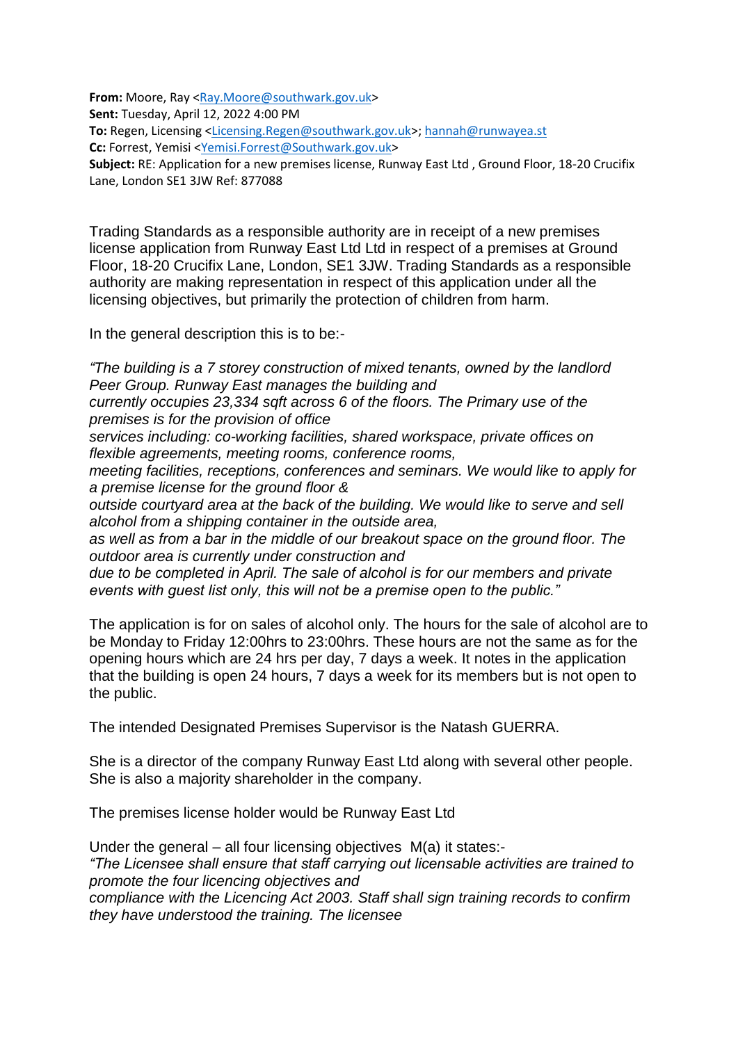**From:** Moore, Ray <Ray.Moore@southwark.gov.uk>
**Sent:** Tuesday, April 12, 2022 4:00 PM
**To:** Regen, Licensing <Licensing.Regen@southwark.gov.uk>; hannah@runwayea.st
**Cc:** Forrest, Yemisi <Yemisi.Forrest@Southwark.gov.uk>
**Subject:** RE: Application for a new premises license, Runway East Ltd , Ground Floor, 18-20 Crucifix Lane, London SE1 3JW Ref: 877088

Trading Standards as a responsible authority are in receipt of a new premises license application from Runway East Ltd Ltd in respect of a premises at Ground Floor, 18-20 Crucifix Lane, London, SE1 3JW. Trading Standards as a responsible authority are making representation in respect of this application under all the licensing objectives, but primarily the protection of children from harm.

In the general description this is to be:-

*"The building is a 7 storey construction of mixed tenants, owned by the landlord Peer Group. Runway East manages the building and currently occupies 23,334 sqft across 6 of the floors. The Primary use of the premises is for the provision of office services including: co-working facilities, shared workspace, private offices on flexible agreements, meeting rooms, conference rooms, meeting facilities, receptions, conferences and seminars. We would like to apply for a premise license for the ground floor & outside courtyard area at the back of the building. We would like to serve and sell alcohol from a shipping container in the outside area, as well as from a bar in the middle of our breakout space on the ground floor. The outdoor area is currently under construction and due to be completed in April. The sale of alcohol is for our members and private events with guest list only, this will not be a premise open to the public."*

The application is for on sales of alcohol only. The hours for the sale of alcohol are to be Monday to Friday 12:00hrs to 23:00hrs. These hours are not the same as for the opening hours which are 24 hrs per day, 7 days a week. It notes in the application that the building is open 24 hours, 7 days a week for its members but is not open to the public.

The intended Designated Premises Supervisor is the Natash GUERRA.

She is a director of the company Runway East Ltd along with several other people. She is also a majority shareholder in the company.

The premises license holder would be Runway East Ltd

Under the general – all four licensing objectives M(a) it states:-
*"The Licensee shall ensure that staff carrying out licensable activities are trained to promote the four licencing objectives and compliance with the Licencing Act 2003. Staff shall sign training records to confirm they have understood the training. The licensee*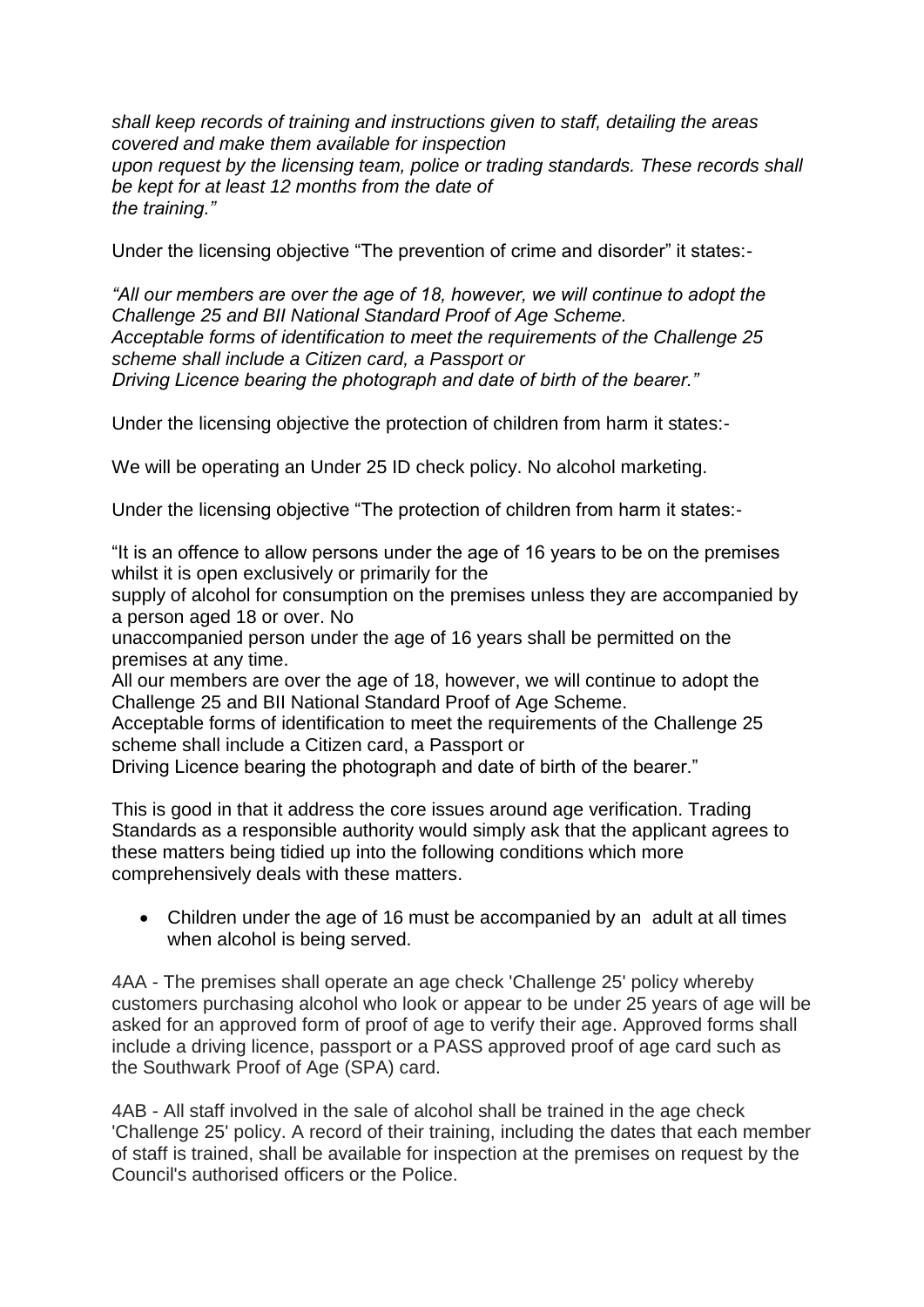*shall keep records of training and instructions given to staff, detailing the areas covered and make them available for inspection upon request by the licensing team, police or trading standards. These records shall be kept for at least 12 months from the date of the training."*

Under the licensing objective "The prevention of crime and disorder" it states:-

*"All our members are over the age of 18, however, we will continue to adopt the Challenge 25 and BII National Standard Proof of Age Scheme. Acceptable forms of identification to meet the requirements of the Challenge 25 scheme shall include a Citizen card, a Passport or Driving Licence bearing the photograph and date of birth of the bearer."*

Under the licensing objective the protection of children from harm it states:-

We will be operating an Under 25 ID check policy. No alcohol marketing.

Under the licensing objective "The protection of children from harm it states:-

"It is an offence to allow persons under the age of 16 years to be on the premises whilst it is open exclusively or primarily for the supply of alcohol for consumption on the premises unless they are accompanied by a person aged 18 or over. No unaccompanied person under the age of 16 years shall be permitted on the premises at any time.
All our members are over the age of 18, however, we will continue to adopt the Challenge 25 and BII National Standard Proof of Age Scheme.
Acceptable forms of identification to meet the requirements of the Challenge 25 scheme shall include a Citizen card, a Passport or Driving Licence bearing the photograph and date of birth of the bearer."

This is good in that it address the core issues around age verification. Trading Standards as a responsible authority would simply ask that the applicant agrees to these matters being tidied up into the following conditions which more comprehensively deals with these matters.

- Children under the age of 16 must be accompanied by an adult at all times when alcohol is being served.

4AA - The premises shall operate an age check 'Challenge 25' policy whereby customers purchasing alcohol who look or appear to be under 25 years of age will be asked for an approved form of proof of age to verify their age. Approved forms shall include a driving licence, passport or a PASS approved proof of age card such as the Southwark Proof of Age (SPA) card.

4AB - All staff involved in the sale of alcohol shall be trained in the age check 'Challenge 25' policy. A record of their training, including the dates that each member of staff is trained, shall be available for inspection at the premises on request by the Council's authorised officers or the Police.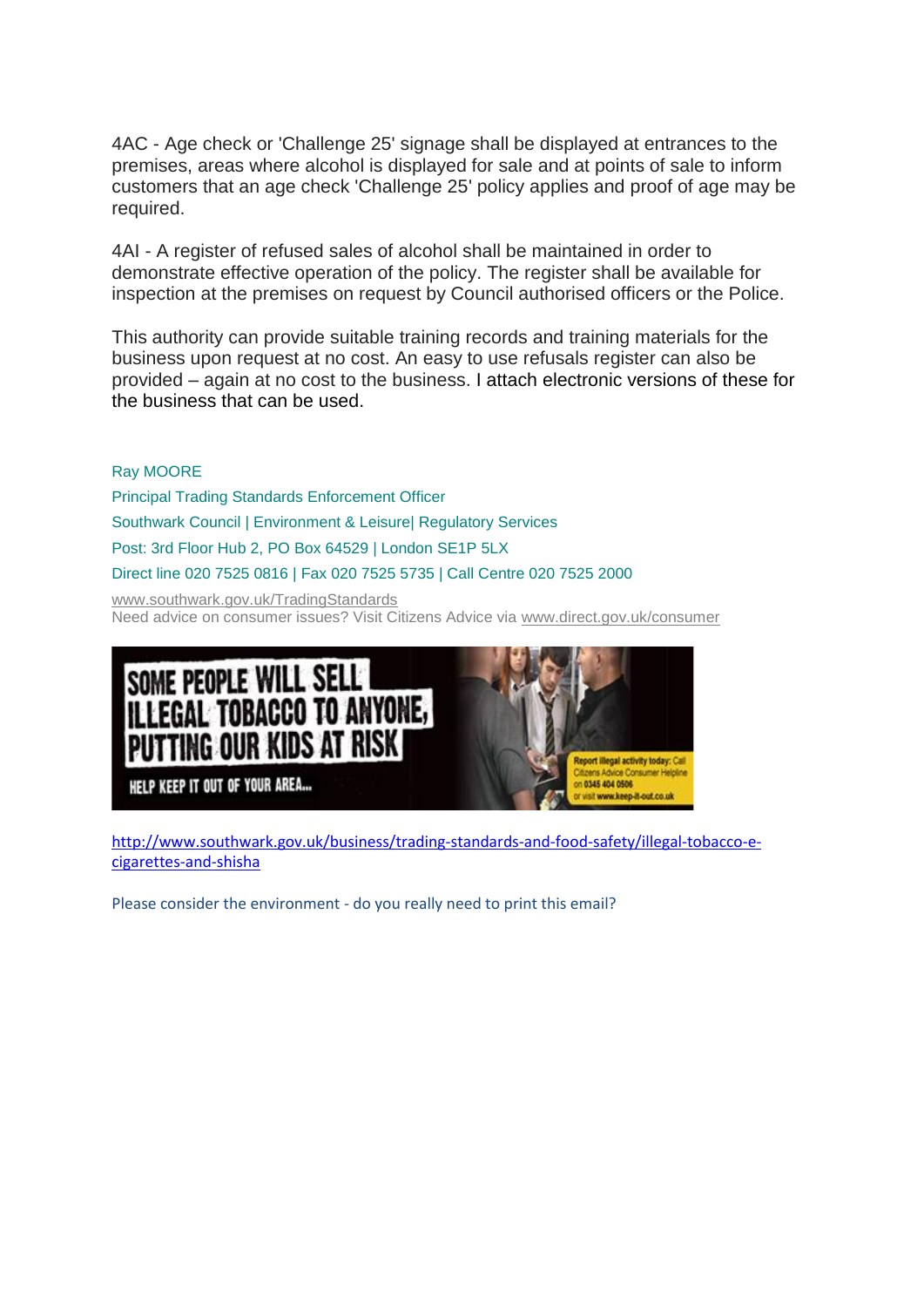4AC - Age check or 'Challenge 25' signage shall be displayed at entrances to the premises, areas where alcohol is displayed for sale and at points of sale to inform customers that an age check 'Challenge 25' policy applies and proof of age may be required.

4AI - A register of refused sales of alcohol shall be maintained in order to demonstrate effective operation of the policy. The register shall be available for inspection at the premises on request by Council authorised officers or the Police.

This authority can provide suitable training records and training materials for the business upon request at no cost. An easy to use refusals register can also be provided – again at no cost to the business. I attach electronic versions of these for the business that can be used.

Ray MOORE
Principal Trading Standards Enforcement Officer
Southwark Council | Environment & Leisure| Regulatory Services
Post: 3rd Floor Hub 2, PO Box 64529 | London SE1P 5LX
Direct line 020 7525 0816 | Fax 020 7525 5735 | Call Centre 020 7525 2000
www.southwark.gov.uk/TradingStandards
Need advice on consumer issues? Visit Citizens Advice via www.direct.gov.uk/consumer

SOME PEOPLE WILL SELL ILLEGAL TOBACCO TO ANYONE, PUTTING OUR KIDS AT RISK

HELP KEEP IT OUT OF YOUR AREA...

Report illegal activity today: Call Citizens Advice Consumer Helpline on 0345 404 0506 or visit www.keep-it-out.co.uk

http://www.southwark.gov.uk/business/trading-standards-and-food-safety/illegal-tobacco-e-cigarettes-and-shisha

Please consider the environment - do you really need to print this email?